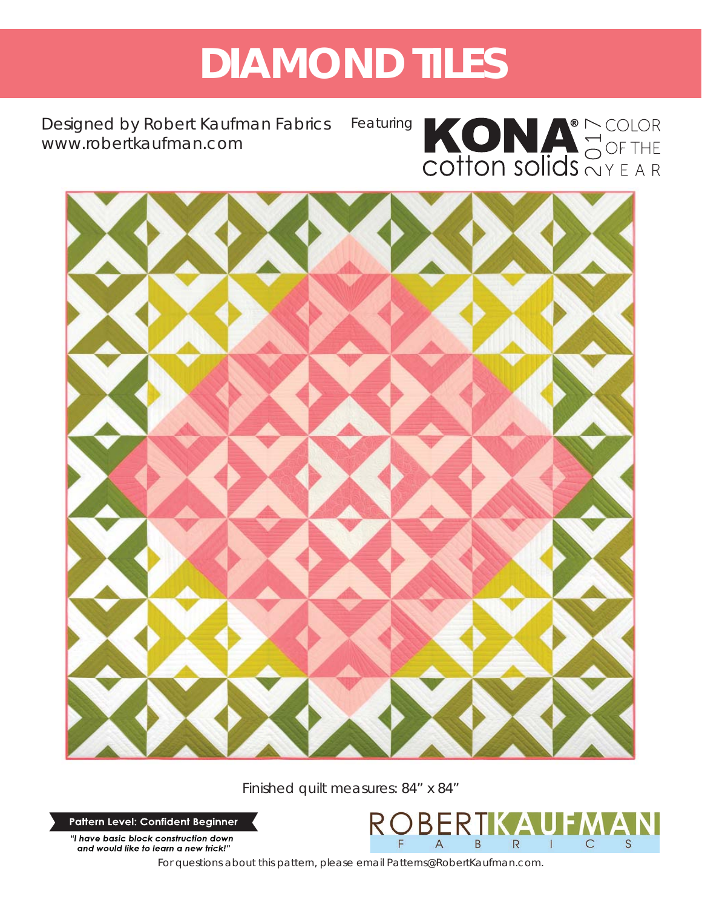# DIAMOND TILES

Designed by Robert Kaufman Fabrics
www.robertkaufman.com

Featuring KONA® cotton solids 2017 COLOR OF THE YEAR

Finished quilt measures: 84" x 84"

**Pattern Level: Confident Beginner**

***"I have basic block construction down and would like to learn a new trick!"***

ROBERT KAUFMAN FABRICS

For questions about this pattern, please email Patterns@RobertKaufman.com.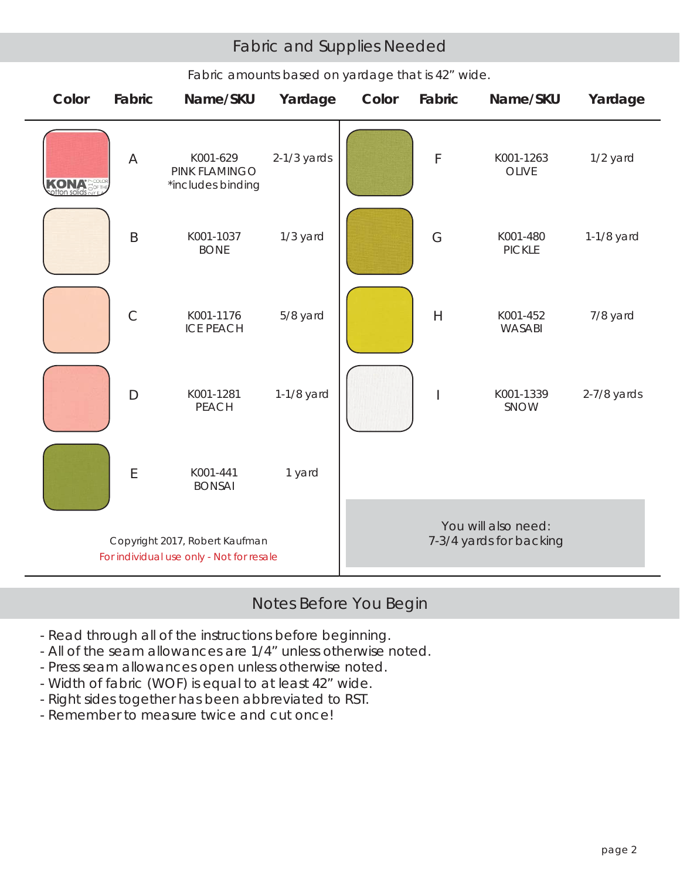## Fabric and Supplies Needed

Fabric amounts based on yardage that is 42" wide.

| Color | Fabric | Name/SKU | Yardage | Color | Fabric | Name/SKU | Yardage |
|---|---|---|---|---|---|---|---|
| | A | K001-629 PINK FLAMINGO *includes binding | 2-1/3 yards | | F | K001-1263 OLIVE | 1/2 yard |
| | B | K001-1037 BONE | 1/3 yard | | G | K001-480 PICKLE | 1-1/8 yard |
| | C | K001-1176 ICE PEACH | 5/8 yard | | H | K001-452 WASABI | 7/8 yard |
| | D | K001-1281 PEACH | 1-1/8 yard | | I | K001-1339 SNOW | 2-7/8 yards |
| | E | K001-441 BONSAI | 1 yard | | | | |

You will also need:
7-3/4 yards for backing

Copyright 2017, Robert Kaufman
For individual use only - Not for resale

## Notes Before You Begin

- Read through all of the instructions before beginning.
- All of the seam allowances are 1/4" unless otherwise noted.
- Press seam allowances open unless otherwise noted.
- Width of fabric (WOF) is equal to at least 42" wide.
- Right sides together has been abbreviated to RST.
- Remember to measure twice and cut once!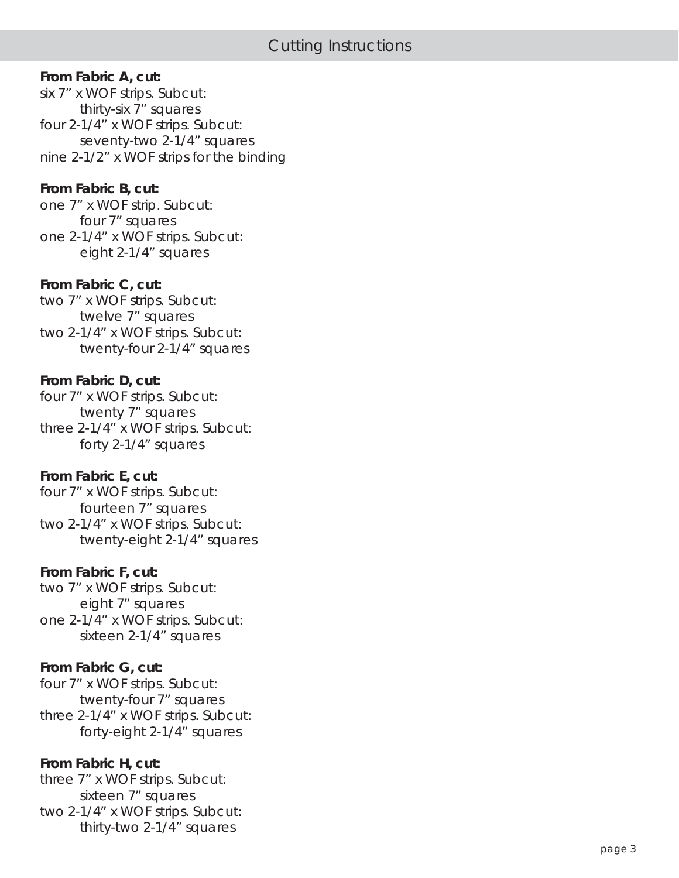## Cutting Instructions

**From Fabric A, cut:**

six 7" x WOF strips. Subcut:
- thirty-six 7" squares

four 2-1/4" x WOF strips. Subcut:
- seventy-two 2-1/4" squares

nine 2-1/2" x WOF strips for the binding

**From Fabric B, cut:**

one 7" x WOF strip. Subcut:
- four 7" squares

one 2-1/4" x WOF strips. Subcut:
- eight 2-1/4" squares

**From Fabric C, cut:**

two 7" x WOF strips. Subcut:
- twelve 7" squares

two 2-1/4" x WOF strips. Subcut:
- twenty-four 2-1/4" squares

**From Fabric D, cut:**

four 7" x WOF strips. Subcut:
- twenty 7" squares

three 2-1/4" x WOF strips. Subcut:
- forty 2-1/4" squares

**From Fabric E, cut:**

four 7" x WOF strips. Subcut:
- fourteen 7" squares

two 2-1/4" x WOF strips. Subcut:
- twenty-eight 2-1/4" squares

**From Fabric F, cut:**

two 7" x WOF strips. Subcut:
- eight 7" squares

one 2-1/4" x WOF strips. Subcut:
- sixteen 2-1/4" squares

**From Fabric G, cut:**

four 7" x WOF strips. Subcut:
- twenty-four 7" squares

three 2-1/4" x WOF strips. Subcut:
- forty-eight 2-1/4" squares

**From Fabric H, cut:**

three 7" x WOF strips. Subcut:
- sixteen 7" squares

two 2-1/4" x WOF strips. Subcut:
- thirty-two 2-1/4" squares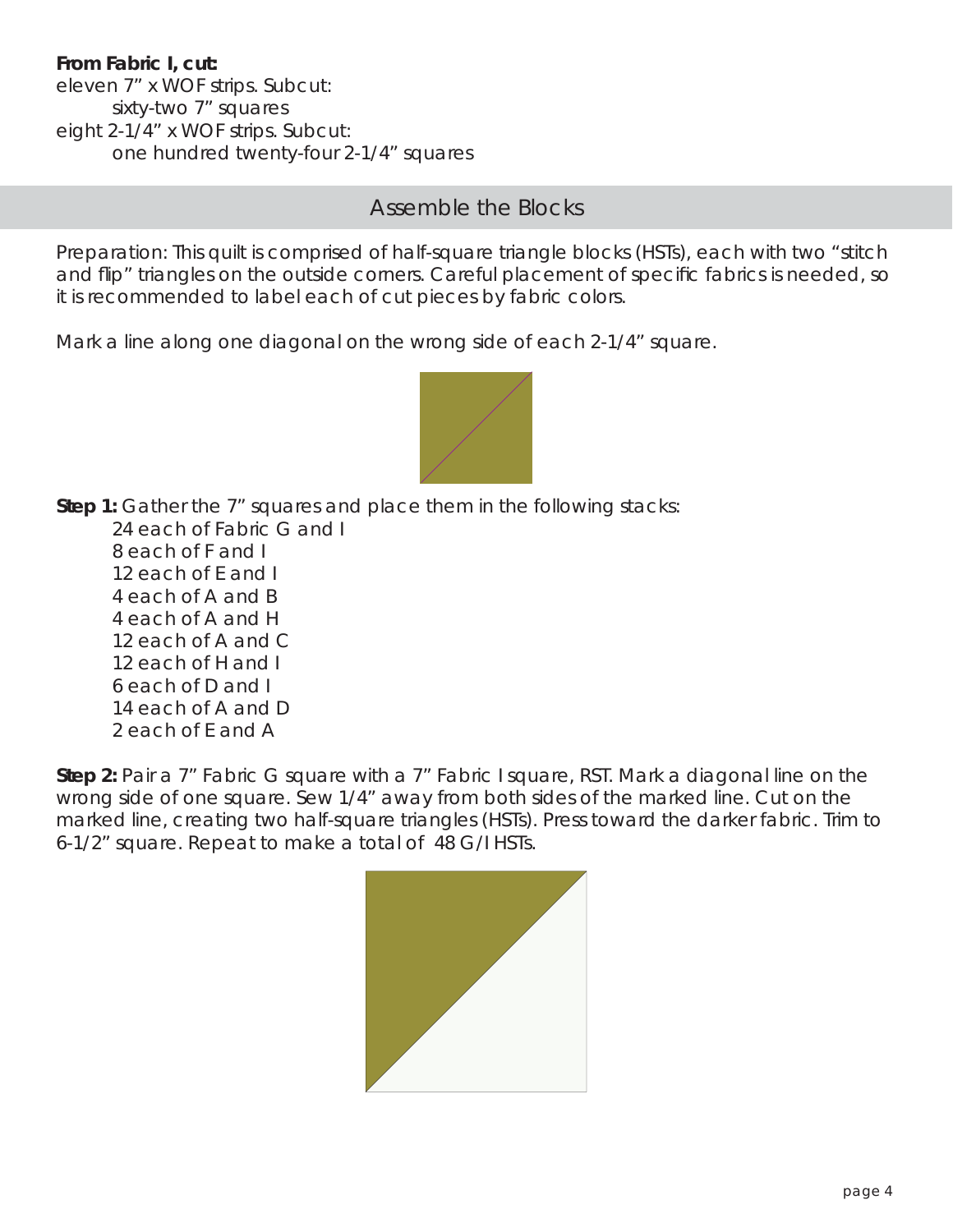**From Fabric I, cut:**

eleven 7" x WOF strips. Subcut:

    sixty-two 7" squares

eight 2-1/4" x WOF strips. Subcut:

    one hundred twenty-four 2-1/4" squares

## Assemble the Blocks

Preparation: This quilt is comprised of half-square triangle blocks (HSTs), each with two "stitch and flip" triangles on the outside corners. Careful placement of specific fabrics is needed, so it is recommended to label each of cut pieces by fabric colors.

Mark a line along one diagonal on the wrong side of each 2-1/4" square.

**Step 1:** Gather the 7" squares and place them in the following stacks:

- 24 each of Fabric G and I
- 8 each of F and I
- 12 each of E and I
- 4 each of A and B
- 4 each of A and H
- 12 each of A and C
- 12 each of H and I
- 6 each of D and I
- 14 each of A and D
- 2 each of E and A

**Step 2:** Pair a 7" Fabric G square with a 7" Fabric I square, RST. Mark a diagonal line on the wrong side of one square. Sew 1/4" away from both sides of the marked line. Cut on the marked line, creating two half-square triangles (HSTs). Press toward the darker fabric. Trim to 6-1/2" square. Repeat to make a total of 48 G/I HSTs.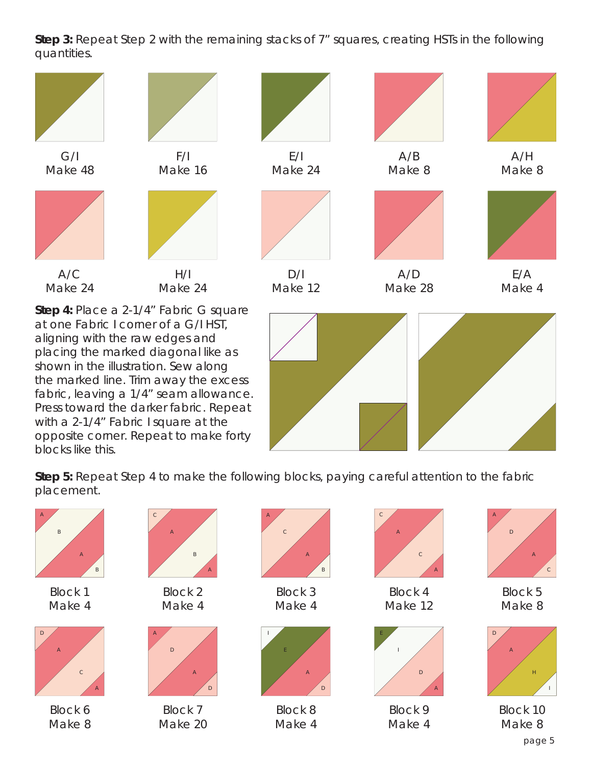**Step 3:** Repeat Step 2 with the remaining stacks of 7" squares, creating HSTs in the following quantities.

G/I
Make 48

F/I
Make 16

E/I
Make 24

A/B
Make 8

A/H
Make 8

A/C
Make 24

H/I
Make 24

D/I
Make 12

A/D
Make 28

E/A
Make 4

**Step 4:** Place a 2-1/4" Fabric G square at one Fabric I corner of a G/I HST, aligning with the raw edges and placing the marked diagonal like as shown in the illustration. Sew along the marked line. Trim away the excess fabric, leaving a 1/4" seam allowance. Press toward the darker fabric. Repeat with a 2-1/4" Fabric I square at the opposite corner. Repeat to make forty blocks like this.

**Step 5:** Repeat Step 4 to make the following blocks, paying careful attention to the fabric placement.

Block 1
Make 4

Block 2
Make 4

Block 3
Make 4

Block 4
Make 12

Block 5
Make 8

Block 6
Make 8

Block 7
Make 20

Block 8
Make 4

Block 9
Make 4

Block 10
Make 8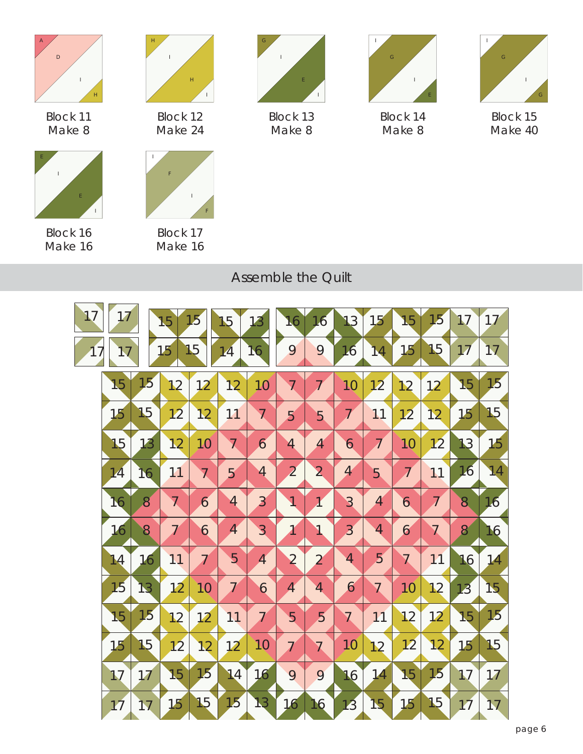Block 11
Make 8

Block 12
Make 24

Block 13
Make 8

Block 14
Make 8

Block 15
Make 40

Block 16
Make 16

Block 17
Make 16

## Assemble the Quilt

| | | | | | | | | | | | | | |
|---|---|---|---|---|---|---|---|---|---|---|---|---|---|
| 15 | 15 | 12 | 12 | 12 | 10 | 7 | 7 | 10 | 12 | 12 | 12 | 15 | 15 |
| 15 | 15 | 12 | 12 | 11 | 7 | 5 | 5 | 7 | 11 | 12 | 12 | 15 | 15 |
| 15 | 13 | 12 | 10 | 7 | 6 | 4 | 4 | 6 | 7 | 10 | 12 | 13 | 15 |
| 14 | 16 | 11 | 7 | 5 | 4 | 2 | 2 | 4 | 5 | 7 | 11 | 16 | 14 |
| 16 | 8 | 7 | 6 | 4 | 3 | 1 | 1 | 3 | 4 | 6 | 7 | 8 | 16 |
| 16 | 8 | 7 | 6 | 4 | 3 | 1 | 1 | 3 | 4 | 6 | 7 | 8 | 16 |
| 14 | 16 | 11 | 7 | 5 | 4 | 2 | 2 | 4 | 5 | 7 | 11 | 16 | 14 |
| 15 | 13 | 12 | 10 | 7 | 6 | 4 | 4 | 6 | 7 | 10 | 12 | 13 | 15 |
| 15 | 15 | 12 | 12 | 11 | 7 | 5 | 5 | 7 | 11 | 12 | 12 | 15 | 15 |
| 15 | 15 | 12 | 12 | 12 | 10 | 7 | 7 | 10 | 12 | 12 | 12 | 15 | 15 |
| 17 | 17 | 15 | 15 | 14 | 16 | 9 | 9 | 16 | 14 | 15 | 15 | 17 | 17 |
| 17 | 17 | 15 | 15 | 15 | 13 | 16 | 16 | 13 | 15 | 15 | 15 | 17 | 17 |

Top border sections:

| | | | | | | | | | | | | | | | |
|---|---|---|---|---|---|---|---|---|---|---|---|---|---|---|---|
| 17 | 17 | 15 | 15 | 15 | 13 | 16 | 16 | 13 | 15 | 15 | 15 | 17 | 17 | | |
| 17 | 17 | 15 | 15 | 14 | 16 | 9 | 9 | 16 | 14 | 15 | 15 | 17 | 17 | | |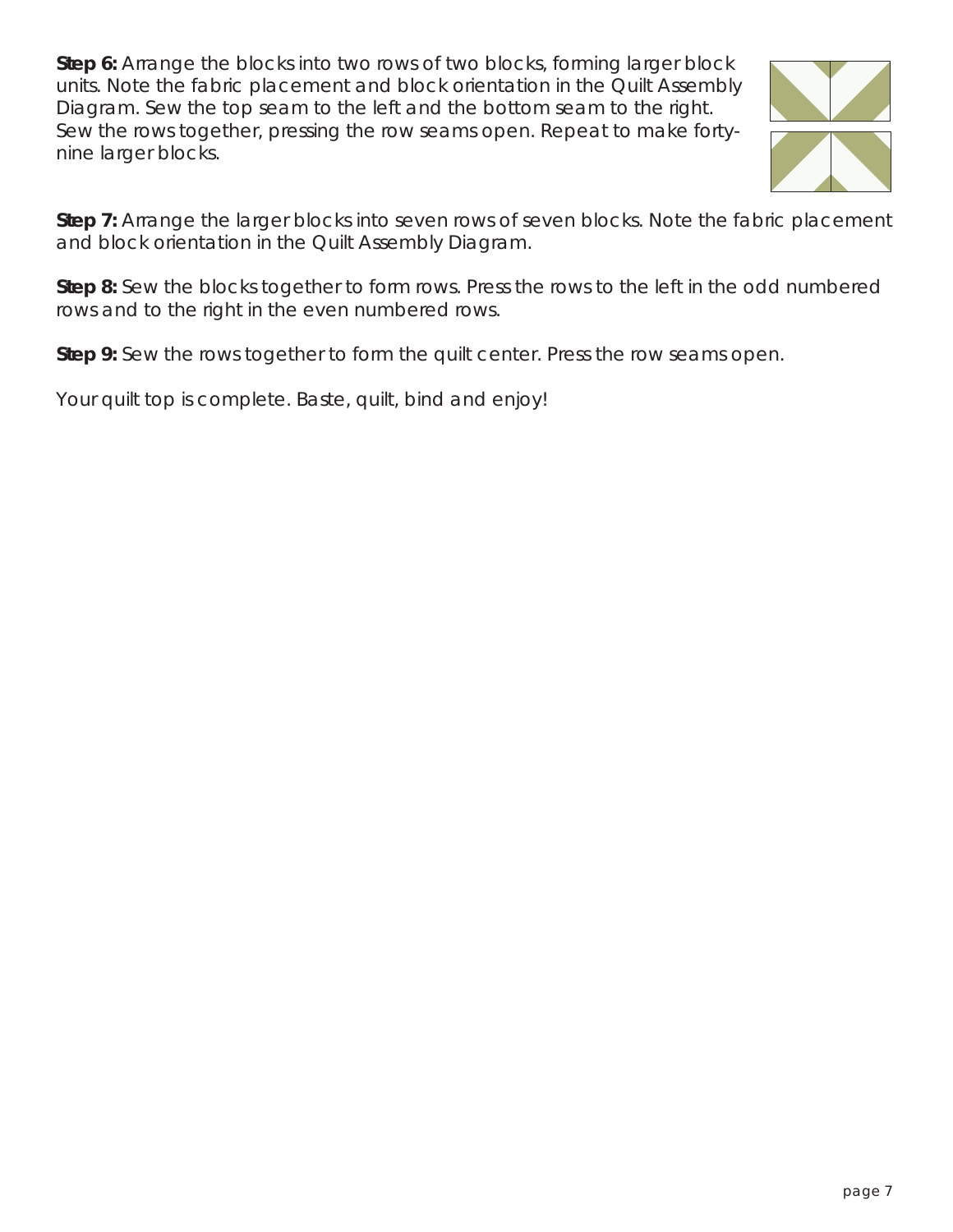**Step 6:** Arrange the blocks into two rows of two blocks, forming larger block units. Note the fabric placement and block orientation in the Quilt Assembly Diagram. Sew the top seam to the left and the bottom seam to the right. Sew the rows together, pressing the row seams open. Repeat to make forty-nine larger blocks.

**Step 7:** Arrange the larger blocks into seven rows of seven blocks. Note the fabric placement and block orientation in the Quilt Assembly Diagram.

**Step 8:** Sew the blocks together to form rows. Press the rows to the left in the odd numbered rows and to the right in the even numbered rows.

**Step 9:** Sew the rows together to form the quilt center. Press the row seams open.

Your quilt top is complete. Baste, quilt, bind and enjoy!